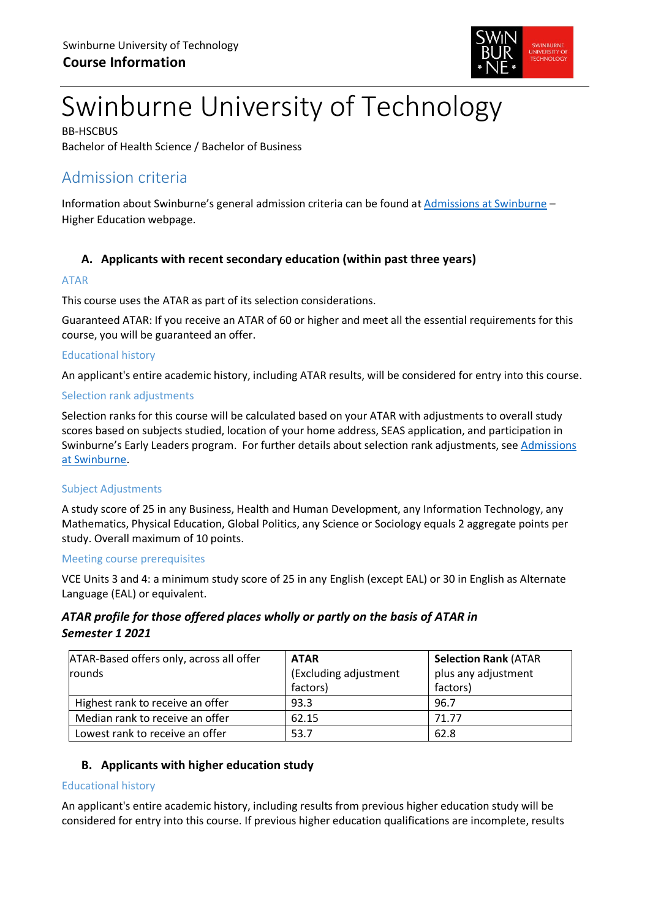# Swinburne University of Technology

BB-HSCBUS
Bachelor of Health Science / Bachelor of Business

## Admission criteria

Information about Swinburne's general admission criteria can be found at [Admissions at Swinburne] – Higher Education webpage.

### A. Applicants with recent secondary education (within past three years)

#### ATAR

This course uses the ATAR as part of its selection considerations.

Guaranteed ATAR: If you receive an ATAR of 60 or higher and meet all the essential requirements for this course, you will be guaranteed an offer.

#### Educational history

An applicant's entire academic history, including ATAR results, will be considered for entry into this course.

#### Selection rank adjustments

Selection ranks for this course will be calculated based on your ATAR with adjustments to overall study scores based on subjects studied, location of your home address, SEAS application, and participation in Swinburne's Early Leaders program. For further details about selection rank adjustments, see [Admissions at Swinburne].

#### Subject Adjustments

A study score of 25 in any Business, Health and Human Development, any Information Technology, any Mathematics, Physical Education, Global Politics, any Science or Sociology equals 2 aggregate points per study. Overall maximum of 10 points.

#### Meeting course prerequisites

VCE Units 3 and 4: a minimum study score of 25 in any English (except EAL) or 30 in English as Alternate Language (EAL) or equivalent.

***ATAR profile for those offered places wholly or partly on the basis of ATAR in Semester 1 2021***

| ATAR-Based offers only, across all offer rounds | **ATAR** (Excluding adjustment factors) | **Selection Rank** (ATAR plus any adjustment factors) |
|---|---|---|
| Highest rank to receive an offer | 93.3 | 96.7 |
| Median rank to receive an offer | 62.15 | 71.77 |
| Lowest rank to receive an offer | 53.7 | 62.8 |

### B. Applicants with higher education study

#### Educational history

An applicant's entire academic history, including results from previous higher education study will be considered for entry into this course. If previous higher education qualifications are incomplete, results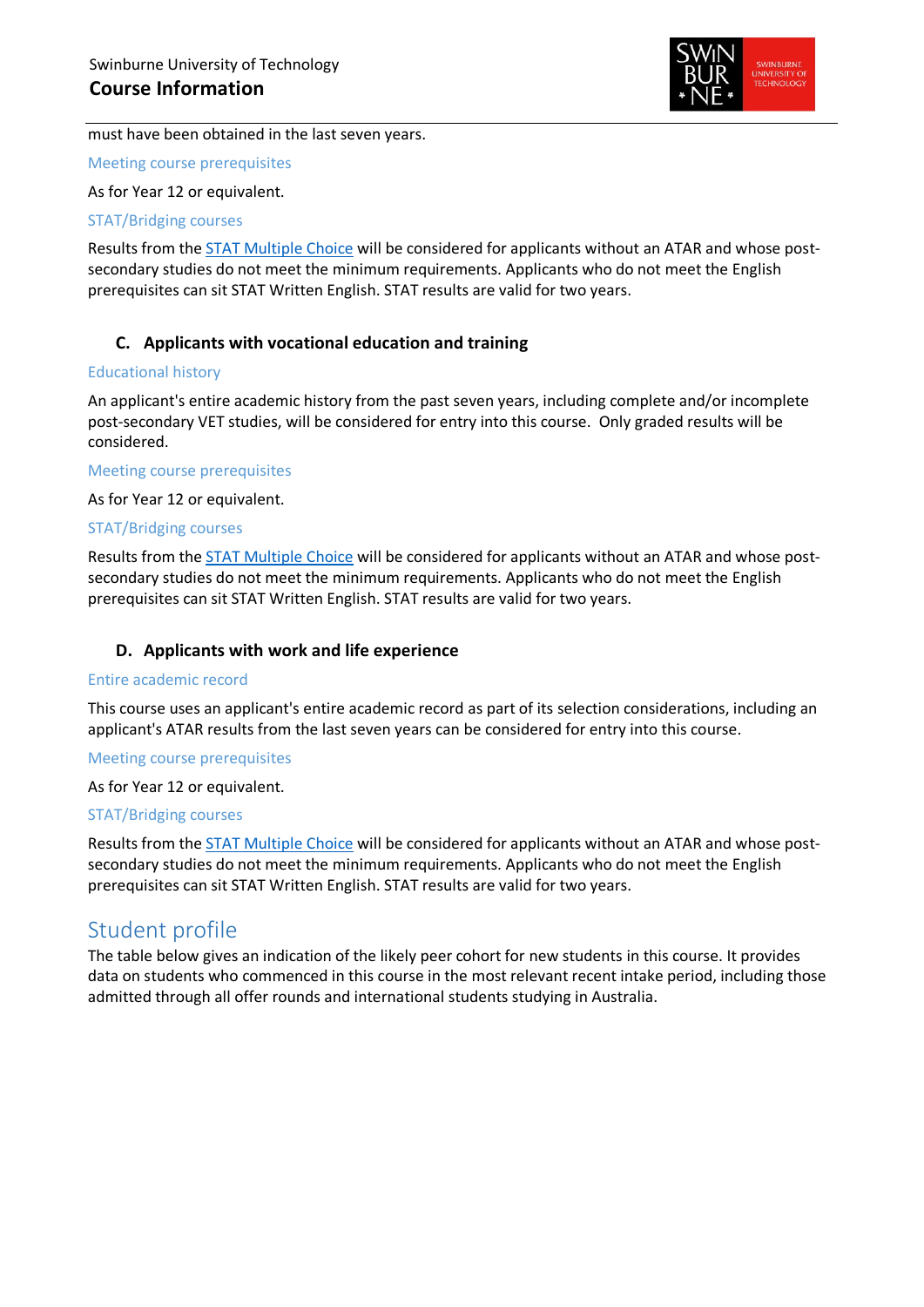must have been obtained in the last seven years.

#### Meeting course prerequisites

As for Year 12 or equivalent.

#### STAT/Bridging courses

Results from the STAT Multiple Choice will be considered for applicants without an ATAR and whose post-secondary studies do not meet the minimum requirements. Applicants who do not meet the English prerequisites can sit STAT Written English. STAT results are valid for two years.

### C. Applicants with vocational education and training

#### Educational history

An applicant's entire academic history from the past seven years, including complete and/or incomplete post-secondary VET studies, will be considered for entry into this course. Only graded results will be considered.

#### Meeting course prerequisites

As for Year 12 or equivalent.

#### STAT/Bridging courses

Results from the STAT Multiple Choice will be considered for applicants without an ATAR and whose post-secondary studies do not meet the minimum requirements. Applicants who do not meet the English prerequisites can sit STAT Written English. STAT results are valid for two years.

### D. Applicants with work and life experience

#### Entire academic record

This course uses an applicant's entire academic record as part of its selection considerations, including an applicant's ATAR results from the last seven years can be considered for entry into this course.

#### Meeting course prerequisites

As for Year 12 or equivalent.

#### STAT/Bridging courses

Results from the STAT Multiple Choice will be considered for applicants without an ATAR and whose post-secondary studies do not meet the minimum requirements. Applicants who do not meet the English prerequisites can sit STAT Written English. STAT results are valid for two years.

## Student profile

The table below gives an indication of the likely peer cohort for new students in this course. It provides data on students who commenced in this course in the most relevant recent intake period, including those admitted through all offer rounds and international students studying in Australia.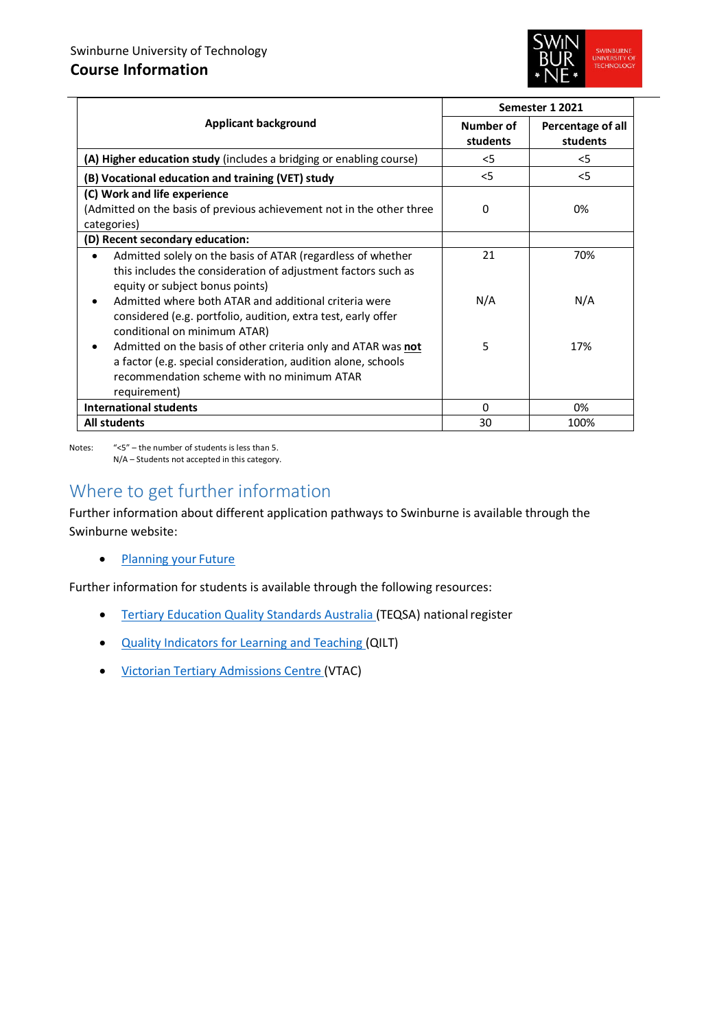| Applicant background | Semester 1 2021 | |
|---|---|---|
| | Number of students | Percentage of all students |
| **(A) Higher education study** (includes a bridging or enabling course) | <5 | <5 |
| **(B) Vocational education and training (VET) study** | <5 | <5 |
| **(C) Work and life experience** (Admitted on the basis of previous achievement not in the other three categories) | 0 | 0% |
| **(D) Recent secondary education:** | | |
| • Admitted solely on the basis of ATAR (regardless of whether this includes the consideration of adjustment factors such as equity or subject bonus points) | 21 | 70% |
| • Admitted where both ATAR and additional criteria were considered (e.g. portfolio, audition, extra test, early offer conditional on minimum ATAR) | N/A | N/A |
| • Admitted on the basis of other criteria only and ATAR was **not** a factor (e.g. special consideration, audition alone, schools recommendation scheme with no minimum ATAR requirement) | 5 | 17% |
| **International students** | 0 | 0% |
| **All students** | 30 | 100% |

Notes: "<5" – the number of students is less than 5.
N/A – Students not accepted in this category.

## Where to get further information

Further information about different application pathways to Swinburne is available through the Swinburne website:

- Planning your Future

Further information for students is available through the following resources:

- Tertiary Education Quality Standards Australia (TEQSA) national register
- Quality Indicators for Learning and Teaching (QILT)
- Victorian Tertiary Admissions Centre (VTAC)